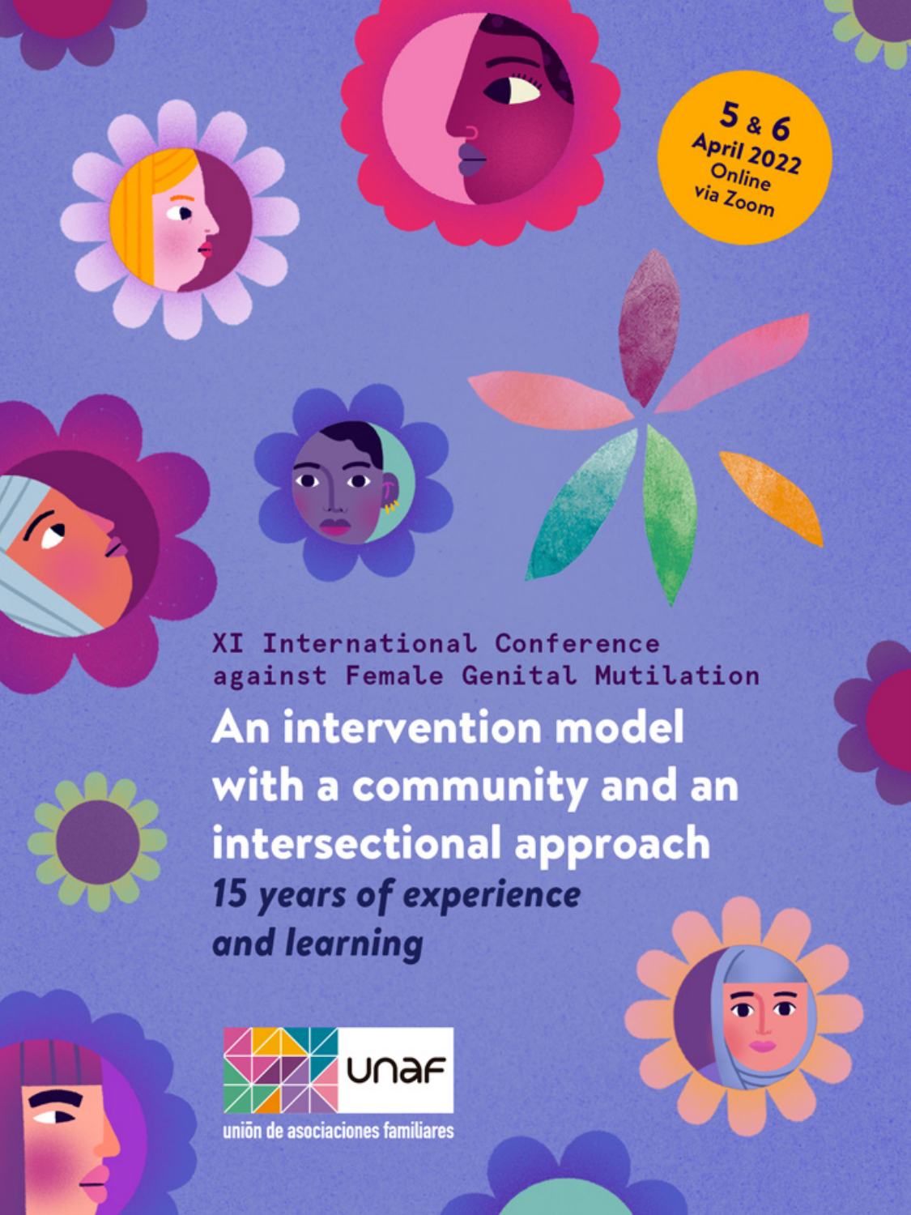5 & 6 April 2022
Online via Zoom

XI International Conference against Female Genital Mutilation

# An intervention model with a community and an intersectional approach

***15 years of experience and learning***

unaf

unión de asociaciones familiares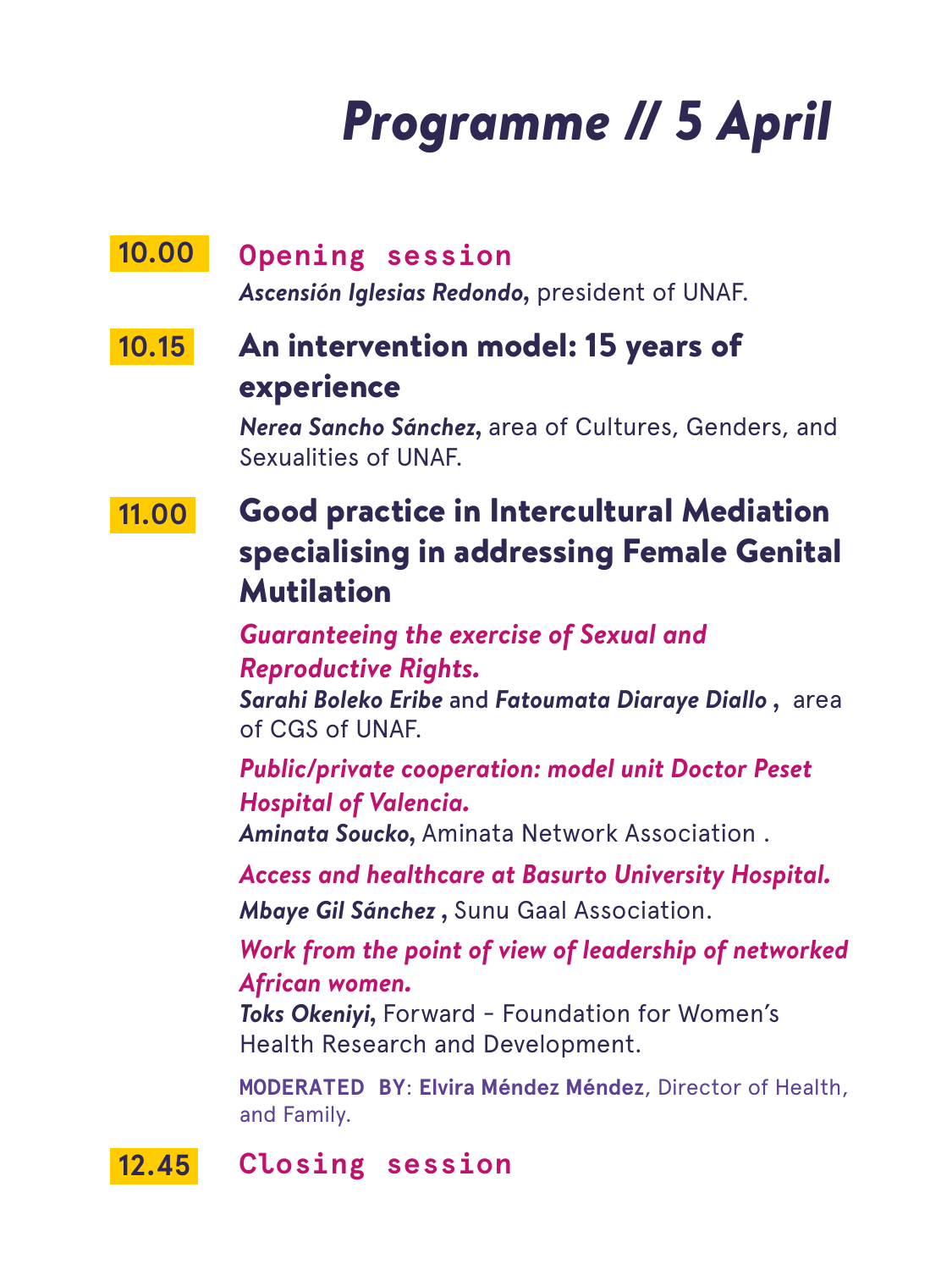# Programme // 5 April

**10.00** **Opening session**

***Ascensión Iglesias Redondo***, president of UNAF.

**10.15** **An intervention model: 15 years of experience**

***Nerea Sancho Sánchez***, area of Cultures, Genders, and Sexualities of UNAF.

**11.00** **Good practice in Intercultural Mediation specialising in addressing Female Genital Mutilation**

***Guaranteeing the exercise of Sexual and Reproductive Rights.***
***Sarahi Boleko Eribe*** and ***Fatoumata Diaraye Diallo*** , area of CGS of UNAF.

***Public/private cooperation: model unit Doctor Peset Hospital of Valencia.***
***Aminata Soucko***, Aminata Network Association .

***Access and healthcare at Basurto University Hospital.***
***Mbaye Gil Sánchez*** , Sunu Gaal Association.

***Work from the point of view of leadership of networked African women.***
***Toks Okeniyi***, Forward - Foundation for Women's Health Research and Development.

**MODERATED BY**: **Elvira Méndez Méndez**, Director of Health, and Family.

**12.45** **Closing session**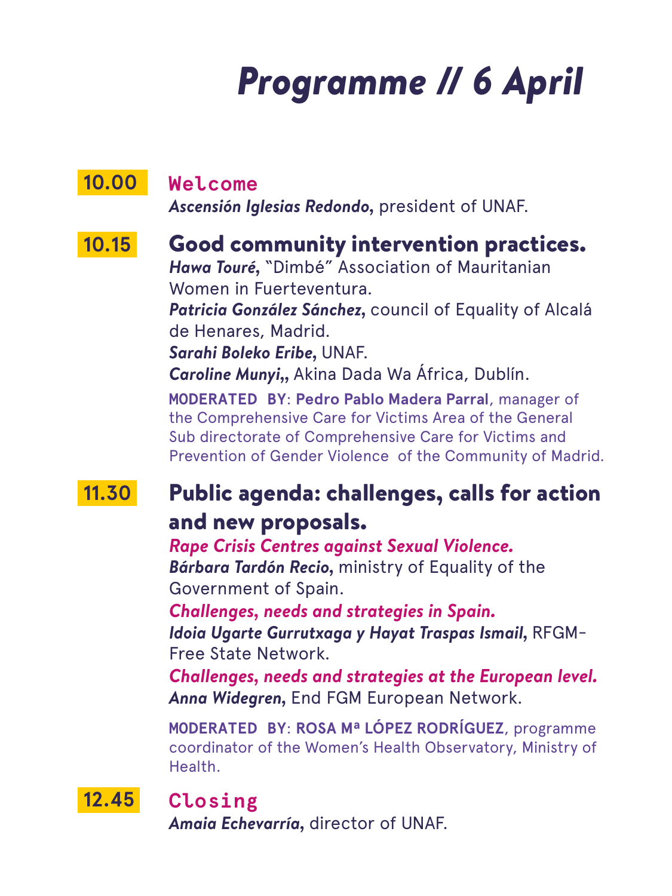# *Programme // 6 April*

**10.00** **Welcome**

***Ascensión Iglesias Redondo***, president of UNAF.

**10.15** **Good community intervention practices.**

***Hawa Touré***, "Dimbé" Association of Mauritanian Women in Fuerteventura.

***Patricia González Sánchez***, council of Equality of Alcalá de Henares, Madrid.

***Sarahi Boleko Eribe***, UNAF.

***Caroline Munyi,***, Akina Dada Wa África, Dublín.

**MODERATED BY**: **Pedro Pablo Madera Parral**, manager of the Comprehensive Care for Victims Area of the General Sub directorate of Comprehensive Care for Victims and Prevention of Gender Violence of the Community of Madrid.

**11.30** **Public agenda: challenges, calls for action and new proposals.**

***Rape Crisis Centres against Sexual Violence.***

***Bárbara Tardón Recio***, ministry of Equality of the Government of Spain.

***Challenges, needs and strategies in Spain.***

***Idoia Ugarte Gurrutxaga y Hayat Traspas Ismail***, RFGM-Free State Network.

***Challenges, needs and strategies at the European level.***

***Anna Widegren***, End FGM European Network.

**MODERATED BY**: **ROSA Mª LÓPEZ RODRÍGUEZ**, programme coordinator of the Women's Health Observatory, Ministry of Health.

**12.45** **Closing**

***Amaia Echevarría***, director of UNAF.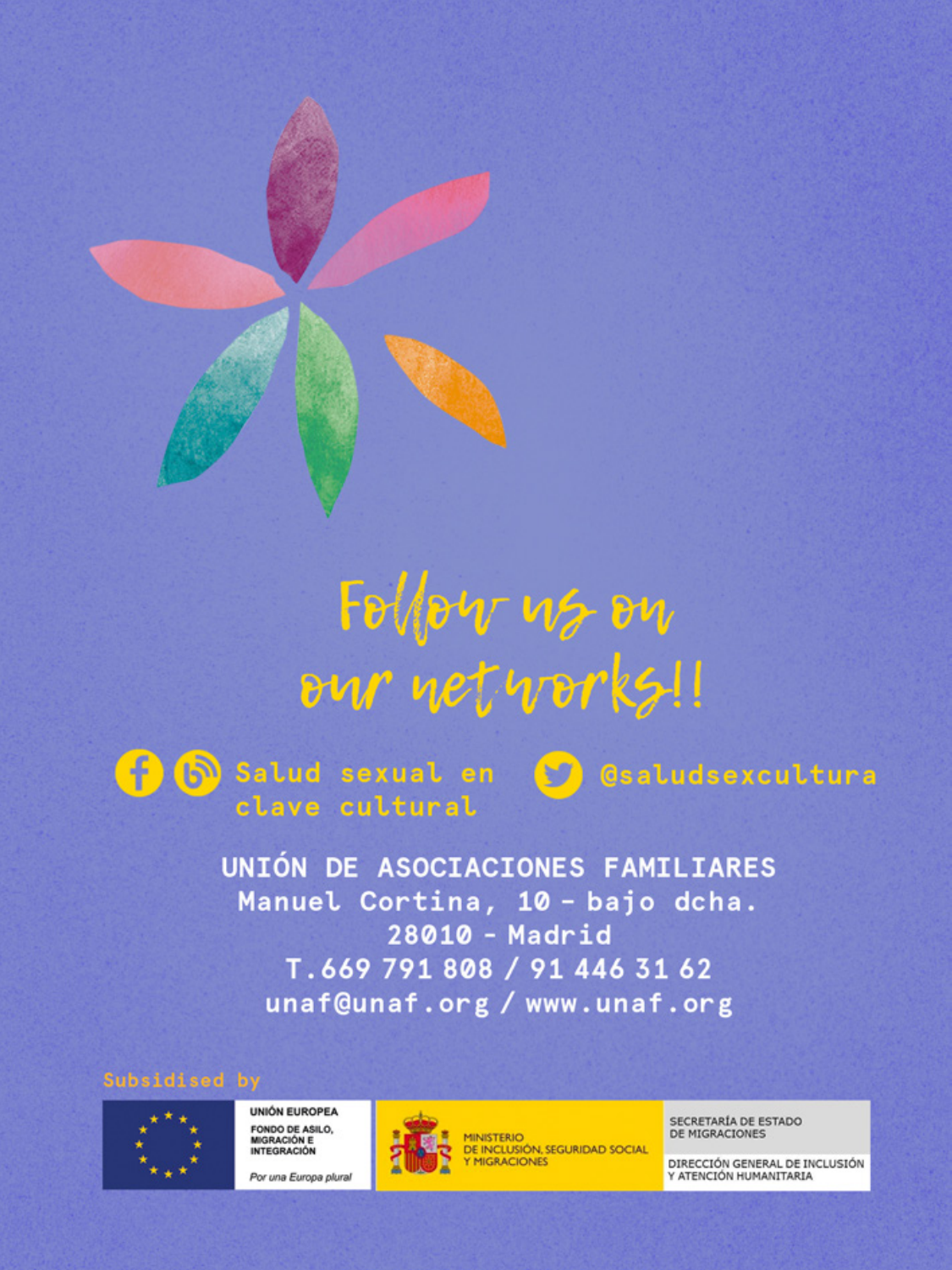# Follow us on our networks!!

Salud sexual en clave cultural

@saludsexcultura

**UNIÓN DE ASOCIACIONES FAMILIARES**
Manuel Cortina, 10 - bajo dcha.
28010 - Madrid
T. 669 791 808 / 91 446 31 62
unaf@unaf.org / www.unaf.org

Subsidised by

UNIÓN EUROPEA
FONDO DE ASILO, MIGRACIÓN E INTEGRACIÓN
*Por una Europa plural*

MINISTERIO DE INCLUSIÓN, SEGURIDAD SOCIAL Y MIGRACIONES

SECRETARÍA DE ESTADO DE MIGRACIONES

DIRECCIÓN GENERAL DE INCLUSIÓN Y ATENCIÓN HUMANITARIA